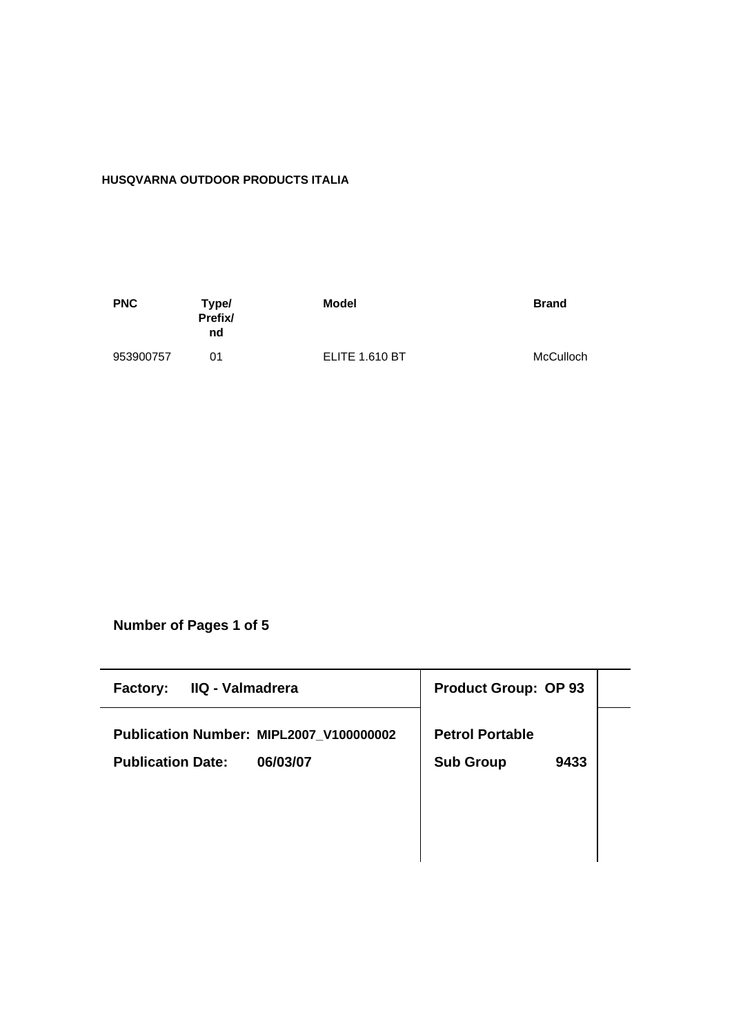**HUSQVARNA OUTDOOR PRODUCTS ITALIA**

| PNC | Type/ Prefix/ nd | Model | Brand |
|---|---|---|---|
| 953900757 | 01 | ELITE 1.610 BT | McCulloch |

**Number of Pages 1 of 5**

| **Factory: IIQ - Valmadrera** | **Product Group: OP 93** |
|---|---|
| **Publication Number: MIPL2007_V100000002** | **Petrol Portable** |
| **Publication Date: 06/03/07** | **Sub Group 9433** |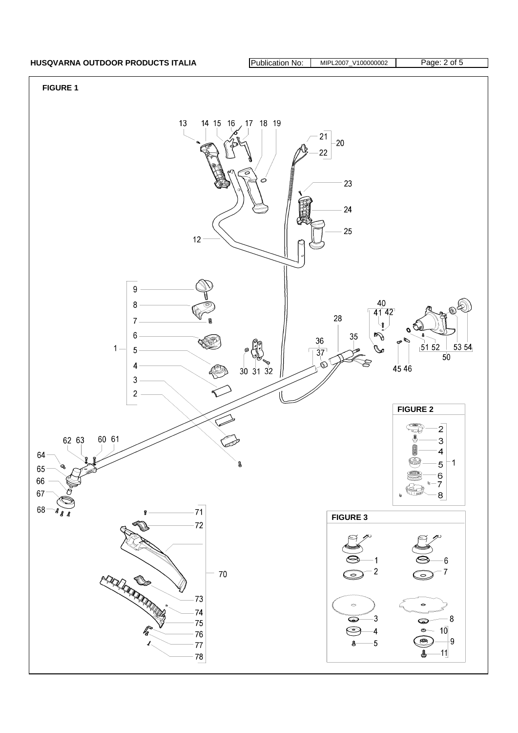**FIGURE 1**

13 14 15 16 17 18 19 21 20 22 23 24 25 12

9 8 7 6 1 5 4 3 2

40 41 42 28 36 37 35 30 31 32 45 46 51 52 53 54 50

62 63 60 61 64 65 66 67 68

71 72 70 73 74 75 76 77 78

**FIGURE 2**

2 3 4 5 1 6 7 8

**FIGURE 3**

1 2 3 4 5 6 7 8 10 9 11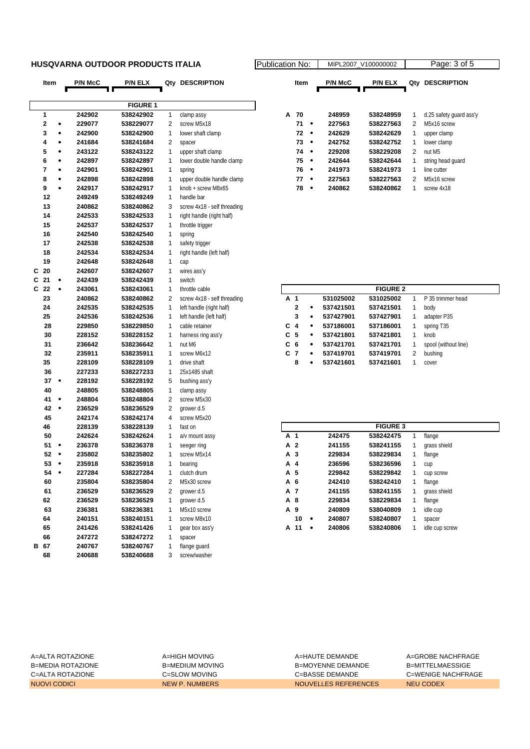**HUSQVARNA OUTDOOR PRODUCTS ITALIA**

Publication No: MIPL2007_V100000002

## FIGURE 1

| | Item | | P/N McC | P/N ELX | Qty | DESCRIPTION |
|---|---|---|---|---|---|---|
| | 1 | | 242902 | 538242902 | 1 | clamp assy |
| | 2 | • | 229077 | 538229077 | 2 | screw M5x18 |
| | 3 | • | 242900 | 538242900 | 1 | lower shaft clamp |
| | 4 | • | 241684 | 538241684 | 2 | spacer |
| | 5 | • | 243122 | 538243122 | 1 | upper shaft clamp |
| | 6 | • | 242897 | 538242897 | 1 | lower double handle clamp |
| | 7 | • | 242901 | 538242901 | 1 | spring |
| | 8 | • | 242898 | 538242898 | 1 | upper double handle clamp |
| | 9 | • | 242917 | 538242917 | 1 | knob + screw M8x65 |
| | 12 | | 249249 | 538249249 | 1 | handle bar |
| | 13 | | 240862 | 538240862 | 3 | screw 4x18 - self threading |
| | 14 | | 242533 | 538242533 | 1 | right handle (right half) |
| | 15 | | 242537 | 538242537 | 1 | throttle trigger |
| | 16 | | 242540 | 538242540 | 1 | spring |
| | 17 | | 242538 | 538242538 | 1 | safety trigger |
| | 18 | | 242534 | 538242534 | 1 | right handle (left half) |
| | 19 | | 242648 | 538242648 | 1 | cap |
| C | 20 | | 242607 | 538242607 | 1 | wires ass'y |
| C | 21 | • | 242439 | 538242439 | 1 | switch |
| C | 22 | • | 243061 | 538243061 | 1 | throttle cable |
| | 23 | | 240862 | 538240862 | 2 | screw 4x18 - self threading |
| | 24 | | 242535 | 538242535 | 1 | left handle (right half) |
| | 25 | | 242536 | 538242536 | 1 | left handle (left half) |
| | 28 | | 229850 | 538229850 | 1 | cable retainer |
| | 30 | | 228152 | 538228152 | 1 | harness ring ass'y |
| | 31 | | 236642 | 538236642 | 1 | nut M6 |
| | 32 | | 235911 | 538235911 | 1 | screw M6x12 |
| | 35 | | 228109 | 538228109 | 1 | drive shaft |
| | 36 | | 227233 | 538227233 | 1 | 25x1485 shaft |
| | 37 | • | 228192 | 538228192 | 5 | bushing ass'y |
| | 40 | | 248805 | 538248805 | 1 | clamp assy |
| | 41 | • | 248804 | 538248804 | 2 | screw M5x30 |
| | 42 | • | 236529 | 538236529 | 2 | grower d.5 |
| | 45 | | 242174 | 538242174 | 4 | screw M5x20 |
| | 46 | | 228139 | 538228139 | 1 | fast on |
| | 50 | | 242624 | 538242624 | 1 | a/v mount assy |
| | 51 | • | 236378 | 538236378 | 1 | seeger ring |
| | 52 | • | 235802 | 538235802 | 1 | screw M5x14 |
| | 53 | • | 235918 | 538235918 | 1 | bearing |
| | 54 | • | 227284 | 538227284 | 1 | clutch drum |
| | 60 | | 235804 | 538235804 | 2 | M5x30 screw |
| | 61 | | 236529 | 538236529 | 2 | grower d.5 |
| | 62 | | 236529 | 538236529 | 1 | grower d.5 |
| | 63 | | 236381 | 538236381 | 1 | M5x10 screw |
| | 64 | | 240151 | 538240151 | 1 | screw M8x10 |
| | 65 | | 241426 | 538241426 | 1 | gear box ass'y |
| | 66 | | 247272 | 538247272 | 1 | spacer |
| B | 67 | | 240767 | 538240767 | 1 | flange guard |
| | 68 | | 240688 | 538240688 | 3 | screw/washer |
| A | 70 | | 248959 | 538248959 | 1 | d.25 safety guard ass'y |
| | 71 | • | 227563 | 538227563 | 2 | M5x16 screw |
| | 72 | • | 242629 | 538242629 | 1 | upper clamp |
| | 73 | • | 242752 | 538242752 | 1 | lower clamp |
| | 74 | • | 229208 | 538229208 | 2 | nut M5 |
| | 75 | • | 242644 | 538242644 | 1 | string head guard |
| | 76 | • | 241973 | 538241973 | 1 | line cutter |
| | 77 | • | 227563 | 538227563 | 2 | M5x16 screw |
| | 78 | • | 240862 | 538240862 | 1 | screw 4x18 |

## FIGURE 2

| | Item | | P/N McC | P/N ELX | Qty | DESCRIPTION |
|---|---|---|---|---|---|---|
| A | 1 | | 531025002 | 531025002 | 1 | P 35 trimmer head |
| | 2 | • | 537421501 | 537421501 | 1 | body |
| | 3 | • | 537427901 | 537427901 | 1 | adapter P35 |
| C | 4 | • | 537186001 | 537186001 | 1 | spring T35 |
| C | 5 | • | 537421801 | 537421801 | 1 | knob |
| C | 6 | • | 537421701 | 537421701 | 1 | spool (without line) |
| C | 7 | • | 537419701 | 537419701 | 2 | bushing |
| | 8 | • | 537421601 | 537421601 | 1 | cover |

## FIGURE 3

| | Item | | P/N McC | P/N ELX | Qty | DESCRIPTION |
|---|---|---|---|---|---|---|
| A | 1 | | 242475 | 538242475 | 1 | flange |
| A | 2 | | 241155 | 538241155 | 1 | grass shield |
| A | 3 | | 229834 | 538229834 | 1 | flange |
| A | 4 | | 236596 | 538236596 | 1 | cup |
| A | 5 | | 229842 | 538229842 | 1 | cup screw |
| A | 6 | | 242410 | 538242410 | 1 | flange |
| A | 7 | | 241155 | 538241155 | 1 | grass shield |
| A | 8 | | 229834 | 538229834 | 1 | flange |
| A | 9 | | 240809 | 538040809 | 1 | idle cup |
| | 10 | • | 240807 | 538240807 | 1 | spacer |
| A | 11 | • | 240806 | 538240806 | 1 | idle cup screw |

| | | | |
|---|---|---|---|
| A=ALTA ROTAZIONE | A=HIGH MOVING | A=HAUTE DEMANDE | A=GROBE NACHFRAGE |
| B=MEDIA ROTAZIONE | B=MEDIUM MOVING | B=MOYENNE DEMANDE | B=MITTELMAESSIGE |
| C=ALTA ROTAZIONE | C=SLOW MOVING | C=BASSE DEMANDE | C=WENIGE NACHFRAGE |
| NUOVI CODICI | NEW P. NUMBERS | NOUVELLES REFERENCES | NEU CODEX |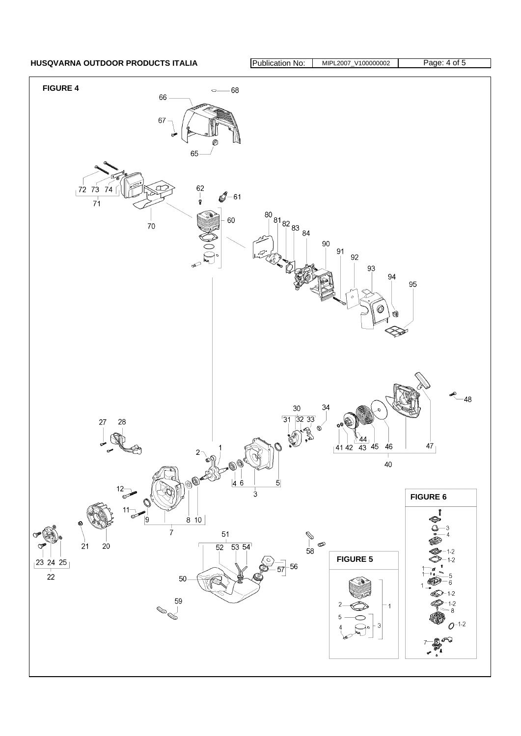**FIGURE 4**

**FIGURE 5**

**FIGURE 6**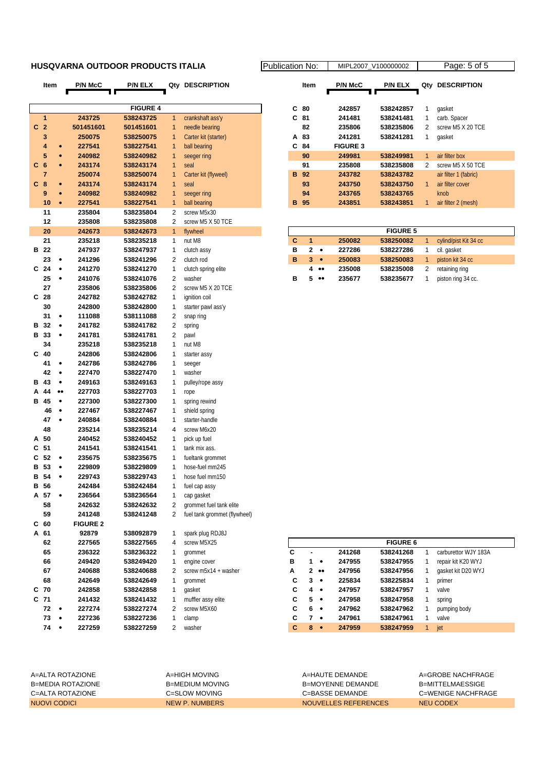# HUSQVARNA OUTDOOR PRODUCTS ITALIA

Publication No: MIPL2007_V100000002

| | Item | | P/N McC | P/N ELX | Qty | DESCRIPTION |
|---|---|---|---|---|---|---|
| | | | | FIGURE 4 | | |
| | 1 | | 243725 | 538243725 | 1 | crankshaft ass'y |
| C | 2 | | 501451601 | 501451601 | 1 | needle bearing |
| | 3 | | 250075 | 538250075 | 1 | Carter kit (starter) |
| | 4 | • | 227541 | 538227541 | 1 | ball bearing |
| | 5 | • | 240982 | 538240982 | 1 | seeger ring |
| C | 6 | • | 243174 | 538243174 | 1 | seal |
| | 7 | | 250074 | 538250074 | 1 | Carter kit (flyweel) |
| C | 8 | • | 243174 | 538243174 | 1 | seal |
| | 9 | • | 240982 | 538240982 | 1 | seeger ring |
| | 10 | • | 227541 | 538227541 | 1 | ball bearing |
| | 11 | | 235804 | 538235804 | 2 | screw M5x30 |
| | 12 | | 235808 | 538235808 | 2 | screw M5 X 50 TCE |
| | 20 | | 242673 | 538242673 | 1 | flywheel |
| | 21 | | 235218 | 538235218 | 1 | nut M8 |
| B | 22 | | 247937 | 538247937 | 1 | clutch assy |
| | 23 | • | 241296 | 538241296 | 2 | clutch rod |
| C | 24 | • | 241270 | 538241270 | 1 | clutch spring elite |
| | 25 | • | 241076 | 538241076 | 2 | washer |
| | 27 | | 235806 | 538235806 | 2 | screw M5 X 20 TCE |
| C | 28 | | 242782 | 538242782 | 1 | ignition coil |
| | 30 | | 242800 | 538242800 | 1 | starter pawl ass'y |
| | 31 | • | 111088 | 538111088 | 2 | snap ring |
| B | 32 | • | 241782 | 538241782 | 2 | spring |
| B | 33 | • | 241781 | 538241781 | 2 | pawl |
| | 34 | | 235218 | 538235218 | 1 | nut M8 |
| C | 40 | | 242806 | 538242806 | 1 | starter assy |
| | 41 | • | 242786 | 538242786 | 1 | seeger |
| | 42 | • | 227470 | 538227470 | 1 | washer |
| B | 43 | • | 249163 | 538249163 | 1 | pulley/rope assy |
| A | 44 | •• | 227703 | 538227703 | 1 | rope |
| B | 45 | • | 227300 | 538227300 | 1 | spring rewind |
| | 46 | • | 227467 | 538227467 | 1 | shield spring |
| | 47 | • | 240884 | 538240884 | 1 | starter-handle |
| | 48 | | 235214 | 538235214 | 4 | screw M6x20 |
| A | 50 | | 240452 | 538240452 | 1 | pick up fuel |
| C | 51 | | 241541 | 538241541 | 1 | tank mix ass. |
| C | 52 | • | 235675 | 538235675 | 1 | fueltank grommet |
| B | 53 | • | 229809 | 538229809 | 1 | hose-fuel mm245 |
| B | 54 | • | 229743 | 538229743 | 1 | hose fuel mm150 |
| B | 56 | | 242484 | 538242484 | 1 | fuel cap assy |
| A | 57 | • | 236564 | 538236564 | 1 | cap gasket |
| | 58 | | 242632 | 538242632 | 2 | grommet fuel tank elite |
| | 59 | | 241248 | 538241248 | 2 | fuel tank grommet (flywheel) |
| C | 60 | | FIGURE 2 | | | |
| A | 61 | | 92879 | 538092879 | 1 | spark plug RDJ8J |
| | 62 | | 227565 | 538227565 | 4 | screw M5X25 |
| | 65 | | 236322 | 538236322 | 1 | grommet |
| | 66 | | 249420 | 538249420 | 1 | engine cover |
| | 67 | | 240688 | 538240688 | 2 | screw m5x14 + washer |
| | 68 | | 242649 | 538242649 | 1 | grommet |
| C | 70 | | 242858 | 538242858 | 1 | gasket |
| C | 71 | | 241432 | 538241432 | 1 | muffler assy elite |
| | 72 | • | 227274 | 538227274 | 2 | screw M5X60 |
| | 73 | • | 227236 | 538227236 | 1 | clamp |
| | 74 | • | 227259 | 538227259 | 2 | washer |
| C | 80 | | 242857 | 538242857 | 1 | gasket |
| C | 81 | | 241481 | 538241481 | 1 | carb. Spacer |
| | 82 | | 235806 | 538235806 | 2 | screw M5 X 20 TCE |
| A | 83 | | 241281 | 538241281 | 1 | gasket |
| C | 84 | | FIGURE 3 | | | |
| | 90 | | 249981 | 538249981 | 1 | air filter box |
| | 91 | | 235808 | 538235808 | 2 | screw M5 X 50 TCE |
| B | 92 | | 243782 | 538243782 | | air filter 1 (fabric) |
| | 93 | | 243750 | 538243750 | 1 | air filter cover |
| | 94 | | 243765 | 538243765 | | knob |
| B | 95 | | 243851 | 538243851 | 1 | air filter 2 (mesh) |

| | Item | | P/N McC | P/N ELX | Qty | DESCRIPTION |
|---|---|---|---|---|---|---|
| | | | | FIGURE 5 | | |
| C | 1 | | 250082 | 538250082 | 1 | cylind/pist Kit 34 cc |
| B | 2 | • | 227286 | 538227286 | 1 | cil. gasket |
| B | 3 | • | 250083 | 538250083 | 1 | piston kit 34 cc |
| | 4 | •• | 235008 | 538235008 | 2 | retaining ring |
| B | 5 | •• | 235677 | 538235677 | 1 | piston ring 34 cc. |

| | Item | | P/N McC | P/N ELX | Qty | DESCRIPTION |
|---|---|---|---|---|---|---|
| | | | | FIGURE 6 | | |
| C | - | | 241268 | 538241268 | 1 | carburettor WJY 183A |
| B | 1 | • | 247955 | 538247955 | 1 | repair kit K20 WYJ |
| A | 2 | •• | 247956 | 538247956 | 1 | gasket kit D20 WYJ |
| C | 3 | • | 225834 | 538225834 | 1 | primer |
| C | 4 | • | 247957 | 538247957 | 1 | valve |
| C | 5 | • | 247958 | 538247958 | 1 | spring |
| C | 6 | • | 247962 | 538247962 | 1 | pumping body |
| C | 7 | • | 247961 | 538247961 | 1 | valve |
| C | 8 | • | 247959 | 538247959 | 1 | jet |

| | | | |
|---|---|---|---|
| A=ALTA ROTAZIONE | A=HIGH MOVING | A=HAUTE DEMANDE | A=GROBE NACHFRAGE |
| B=MEDIA ROTAZIONE | B=MEDIUM MOVING | B=MOYENNE DEMANDE | B=MITTELMAESSIGE |
| C=ALTA ROTAZIONE | C=SLOW MOVING | C=BASSE DEMANDE | C=WENIGE NACHFRAGE |
| NUOVI CODICI | NEW P. NUMBERS | NOUVELLES REFERENCES | NEU CODEX |